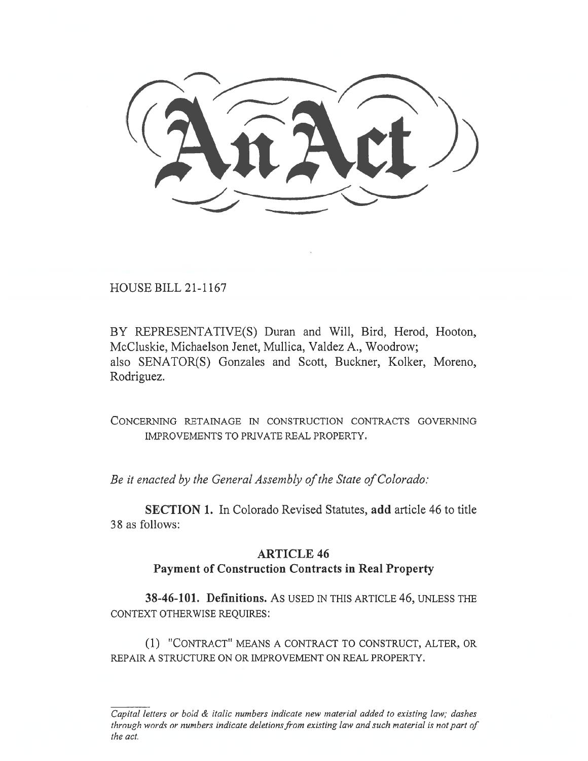# An Act

HOUSE BILL 21-1167

BY REPRESENTATIVE(S) Duran and Will, Bird, Herod, Hooton, McCluskie, Michaelson Jenet, Mullica, Valdez A., Woodrow; also SENATOR(S) Gonzales and Scott, Buckner, Kolker, Moreno, Rodriguez.

CONCERNING RETAINAGE IN CONSTRUCTION CONTRACTS GOVERNING IMPROVEMENTS TO PRIVATE REAL PROPERTY.

*Be it enacted by the General Assembly of the State of Colorado:*

**SECTION 1.** In Colorado Revised Statutes, **add** article 46 to title 38 as follows:

## ARTICLE 46
## Payment of Construction Contracts in Real Property

**38-46-101. Definitions.** AS USED IN THIS ARTICLE 46, UNLESS THE CONTEXT OTHERWISE REQUIRES:

(1) "CONTRACT" MEANS A CONTRACT TO CONSTRUCT, ALTER, OR REPAIR A STRUCTURE ON OR IMPROVEMENT ON REAL PROPERTY.

---

*Capital letters or bold & italic numbers indicate new material added to existing law; dashes through words or numbers indicate deletions from existing law and such material is not part of the act.*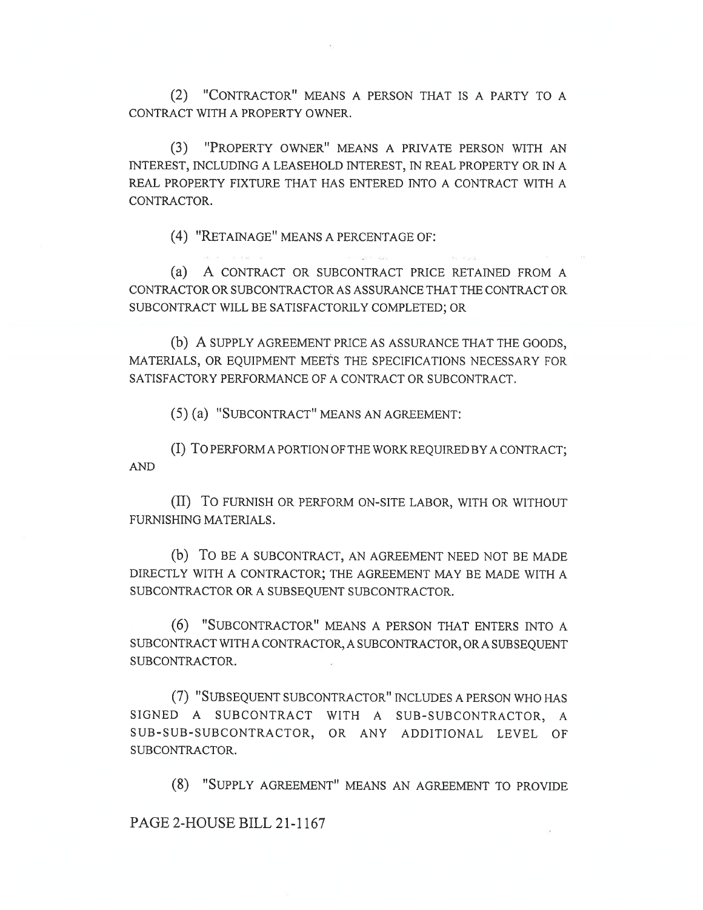(2) "CONTRACTOR" MEANS A PERSON THAT IS A PARTY TO A CONTRACT WITH A PROPERTY OWNER.

(3) "PROPERTY OWNER" MEANS A PRIVATE PERSON WITH AN INTEREST, INCLUDING A LEASEHOLD INTEREST, IN REAL PROPERTY OR IN A REAL PROPERTY FIXTURE THAT HAS ENTERED INTO A CONTRACT WITH A CONTRACTOR.

(4) "RETAINAGE" MEANS A PERCENTAGE OF:

(a) A CONTRACT OR SUBCONTRACT PRICE RETAINED FROM A CONTRACTOR OR SUBCONTRACTOR AS ASSURANCE THAT THE CONTRACT OR SUBCONTRACT WILL BE SATISFACTORILY COMPLETED; OR

(b) A SUPPLY AGREEMENT PRICE AS ASSURANCE THAT THE GOODS, MATERIALS, OR EQUIPMENT MEETS THE SPECIFICATIONS NECESSARY FOR SATISFACTORY PERFORMANCE OF A CONTRACT OR SUBCONTRACT.

(5) (a) "SUBCONTRACT" MEANS AN AGREEMENT:

(I) TO PERFORM A PORTION OF THE WORK REQUIRED BY A CONTRACT; AND

(II) TO FURNISH OR PERFORM ON-SITE LABOR, WITH OR WITHOUT FURNISHING MATERIALS.

(b) TO BE A SUBCONTRACT, AN AGREEMENT NEED NOT BE MADE DIRECTLY WITH A CONTRACTOR; THE AGREEMENT MAY BE MADE WITH A SUBCONTRACTOR OR A SUBSEQUENT SUBCONTRACTOR.

(6) "SUBCONTRACTOR" MEANS A PERSON THAT ENTERS INTO A SUBCONTRACT WITH A CONTRACTOR, A SUBCONTRACTOR, OR A SUBSEQUENT SUBCONTRACTOR.

(7) "SUBSEQUENT SUBCONTRACTOR" INCLUDES A PERSON WHO HAS SIGNED A SUBCONTRACT WITH A SUB-SUBCONTRACTOR, A SUB-SUB-SUBCONTRACTOR, OR ANY ADDITIONAL LEVEL OF SUBCONTRACTOR.

(8) "SUPPLY AGREEMENT" MEANS AN AGREEMENT TO PROVIDE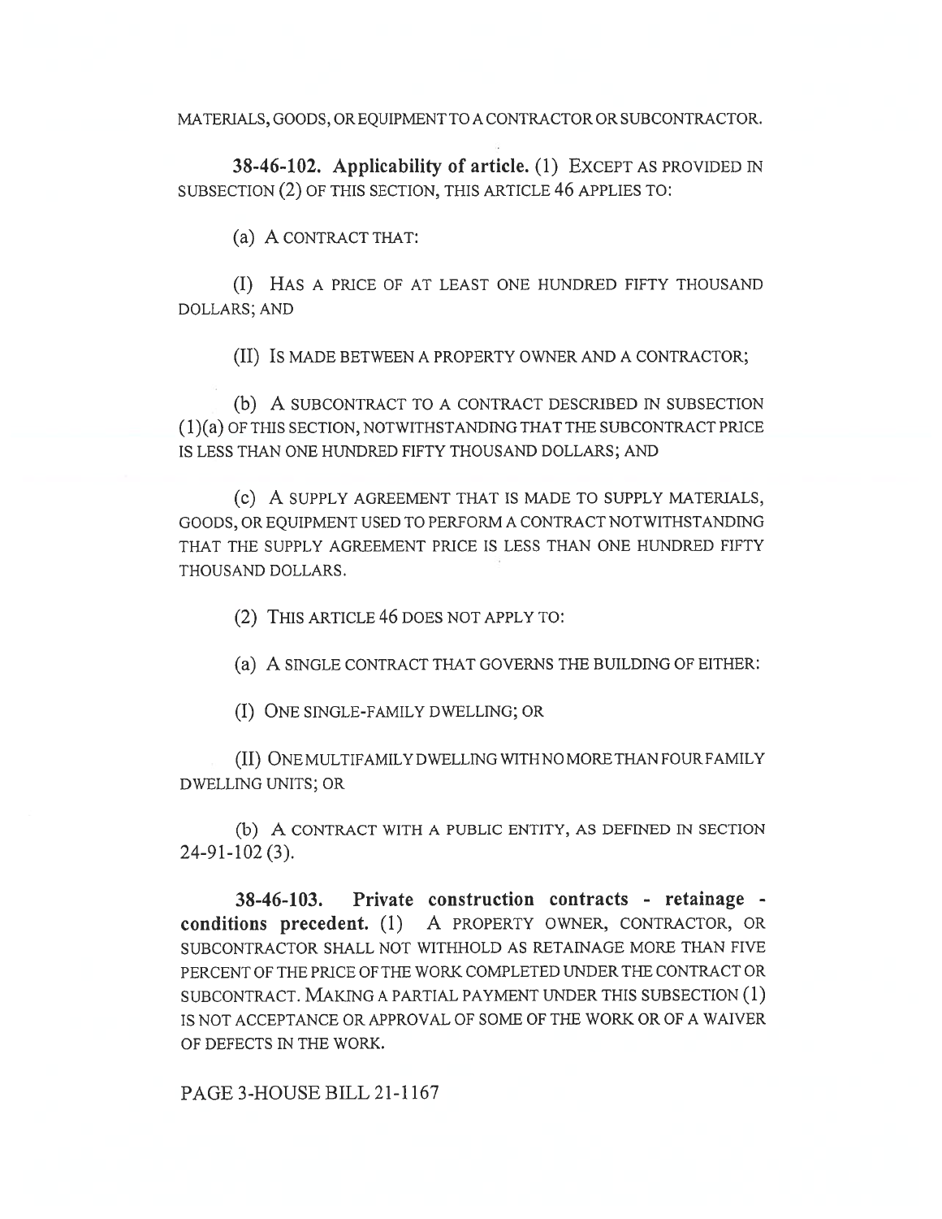MATERIALS, GOODS, OR EQUIPMENT TO A CONTRACTOR OR SUBCONTRACTOR.

**38-46-102. Applicability of article.** (1) EXCEPT AS PROVIDED IN SUBSECTION (2) OF THIS SECTION, THIS ARTICLE 46 APPLIES TO:

(a) A CONTRACT THAT:

(I) HAS A PRICE OF AT LEAST ONE HUNDRED FIFTY THOUSAND DOLLARS; AND

(II) IS MADE BETWEEN A PROPERTY OWNER AND A CONTRACTOR;

(b) A SUBCONTRACT TO A CONTRACT DESCRIBED IN SUBSECTION (1)(a) OF THIS SECTION, NOTWITHSTANDING THAT THE SUBCONTRACT PRICE IS LESS THAN ONE HUNDRED FIFTY THOUSAND DOLLARS; AND

(c) A SUPPLY AGREEMENT THAT IS MADE TO SUPPLY MATERIALS, GOODS, OR EQUIPMENT USED TO PERFORM A CONTRACT NOTWITHSTANDING THAT THE SUPPLY AGREEMENT PRICE IS LESS THAN ONE HUNDRED FIFTY THOUSAND DOLLARS.

(2) THIS ARTICLE 46 DOES NOT APPLY TO:

(a) A SINGLE CONTRACT THAT GOVERNS THE BUILDING OF EITHER:

(I) ONE SINGLE-FAMILY DWELLING; OR

(II) ONE MULTIFAMILY DWELLING WITH NO MORE THAN FOUR FAMILY DWELLING UNITS; OR

(b) A CONTRACT WITH A PUBLIC ENTITY, AS DEFINED IN SECTION 24-91-102 (3).

**38-46-103. Private construction contracts - retainage - conditions precedent.** (1) A PROPERTY OWNER, CONTRACTOR, OR SUBCONTRACTOR SHALL NOT WITHHOLD AS RETAINAGE MORE THAN FIVE PERCENT OF THE PRICE OF THE WORK COMPLETED UNDER THE CONTRACT OR SUBCONTRACT. MAKING A PARTIAL PAYMENT UNDER THIS SUBSECTION (1) IS NOT ACCEPTANCE OR APPROVAL OF SOME OF THE WORK OR OF A WAIVER OF DEFECTS IN THE WORK.

PAGE 3-HOUSE BILL 21-1167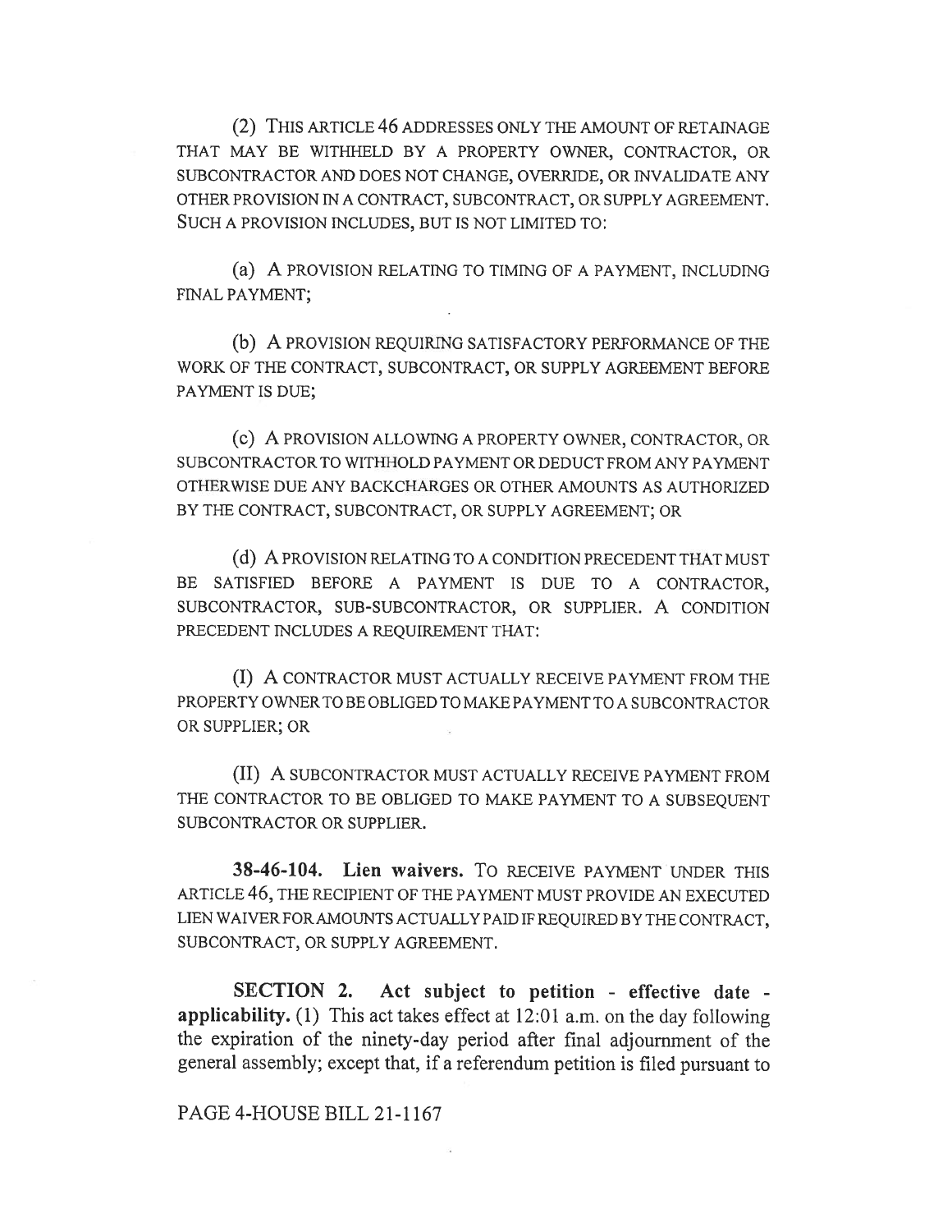(2) THIS ARTICLE 46 ADDRESSES ONLY THE AMOUNT OF RETAINAGE THAT MAY BE WITHHELD BY A PROPERTY OWNER, CONTRACTOR, OR SUBCONTRACTOR AND DOES NOT CHANGE, OVERRIDE, OR INVALIDATE ANY OTHER PROVISION IN A CONTRACT, SUBCONTRACT, OR SUPPLY AGREEMENT. SUCH A PROVISION INCLUDES, BUT IS NOT LIMITED TO:

(a) A PROVISION RELATING TO TIMING OF A PAYMENT, INCLUDING FINAL PAYMENT;

(b) A PROVISION REQUIRING SATISFACTORY PERFORMANCE OF THE WORK OF THE CONTRACT, SUBCONTRACT, OR SUPPLY AGREEMENT BEFORE PAYMENT IS DUE;

(c) A PROVISION ALLOWING A PROPERTY OWNER, CONTRACTOR, OR SUBCONTRACTOR TO WITHHOLD PAYMENT OR DEDUCT FROM ANY PAYMENT OTHERWISE DUE ANY BACKCHARGES OR OTHER AMOUNTS AS AUTHORIZED BY THE CONTRACT, SUBCONTRACT, OR SUPPLY AGREEMENT; OR

(d) A PROVISION RELATING TO A CONDITION PRECEDENT THAT MUST BE SATISFIED BEFORE A PAYMENT IS DUE TO A CONTRACTOR, SUBCONTRACTOR, SUB-SUBCONTRACTOR, OR SUPPLIER. A CONDITION PRECEDENT INCLUDES A REQUIREMENT THAT:

(I) A CONTRACTOR MUST ACTUALLY RECEIVE PAYMENT FROM THE PROPERTY OWNER TO BE OBLIGED TO MAKE PAYMENT TO A SUBCONTRACTOR OR SUPPLIER; OR

(II) A SUBCONTRACTOR MUST ACTUALLY RECEIVE PAYMENT FROM THE CONTRACTOR TO BE OBLIGED TO MAKE PAYMENT TO A SUBSEQUENT SUBCONTRACTOR OR SUPPLIER.

**38-46-104. Lien waivers.** TO RECEIVE PAYMENT UNDER THIS ARTICLE 46, THE RECIPIENT OF THE PAYMENT MUST PROVIDE AN EXECUTED LIEN WAIVER FOR AMOUNTS ACTUALLY PAID IF REQUIRED BY THE CONTRACT, SUBCONTRACT, OR SUPPLY AGREEMENT.

**SECTION 2. Act subject to petition - effective date - applicability.** (1) This act takes effect at 12:01 a.m. on the day following the expiration of the ninety-day period after final adjournment of the general assembly; except that, if a referendum petition is filed pursuant to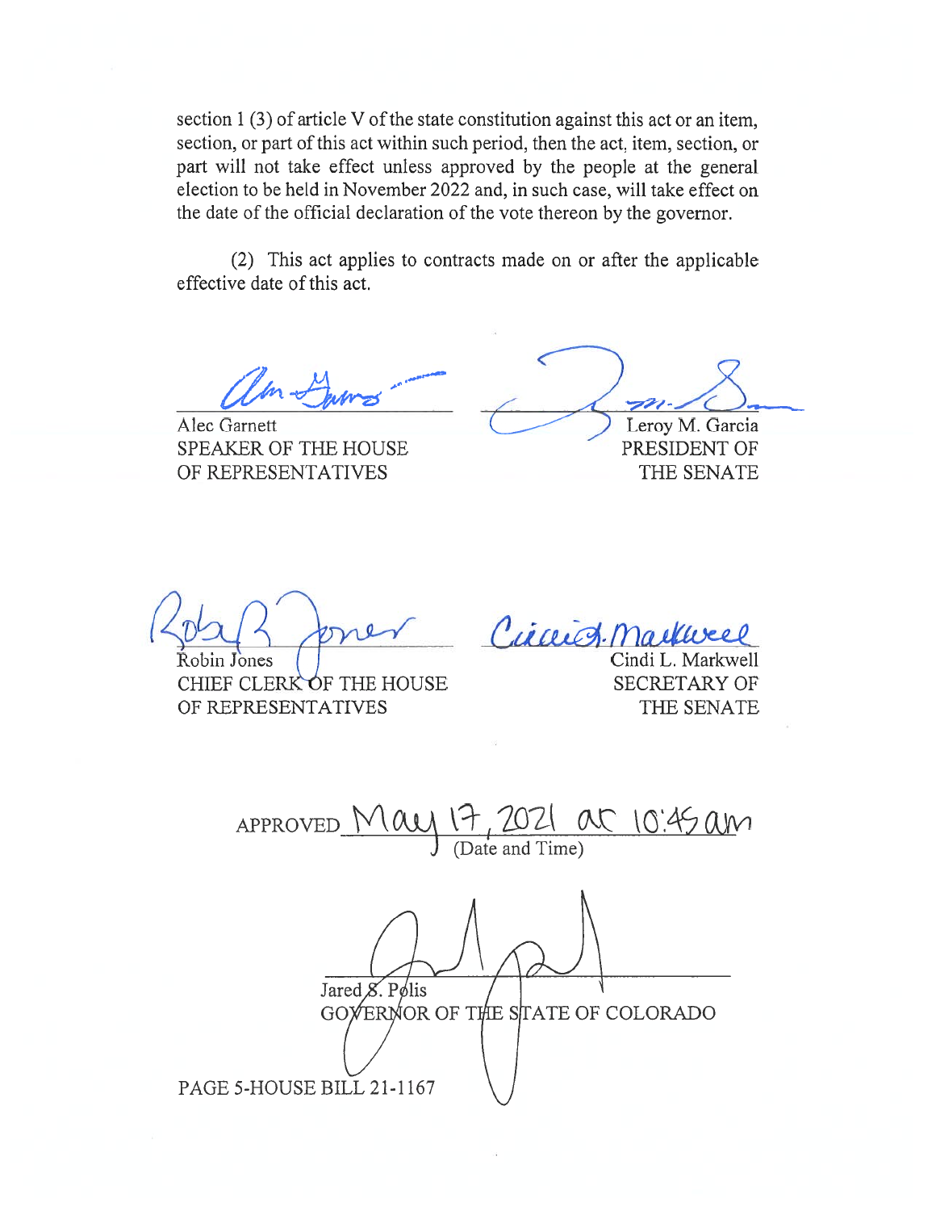section 1 (3) of article V of the state constitution against this act or an item, section, or part of this act within such period, then the act, item, section, or part will not take effect unless approved by the people at the general election to be held in November 2022 and, in such case, will take effect on the date of the official declaration of the vote thereon by the governor.

(2) This act applies to contracts made on or after the applicable effective date of this act.

Alec Garnett
SPEAKER OF THE HOUSE
OF REPRESENTATIVES

Leroy M. Garcia
PRESIDENT OF
THE SENATE

Robin Jones
CHIEF CLERK OF THE HOUSE
OF REPRESENTATIVES

Cindi L. Markwell
SECRETARY OF
THE SENATE

APPROVED May 17, 2021 at 10:45 am
(Date and Time)

Jared S. Polis
GOVERNOR OF THE STATE OF COLORADO

PAGE 5-HOUSE BILL 21-1167